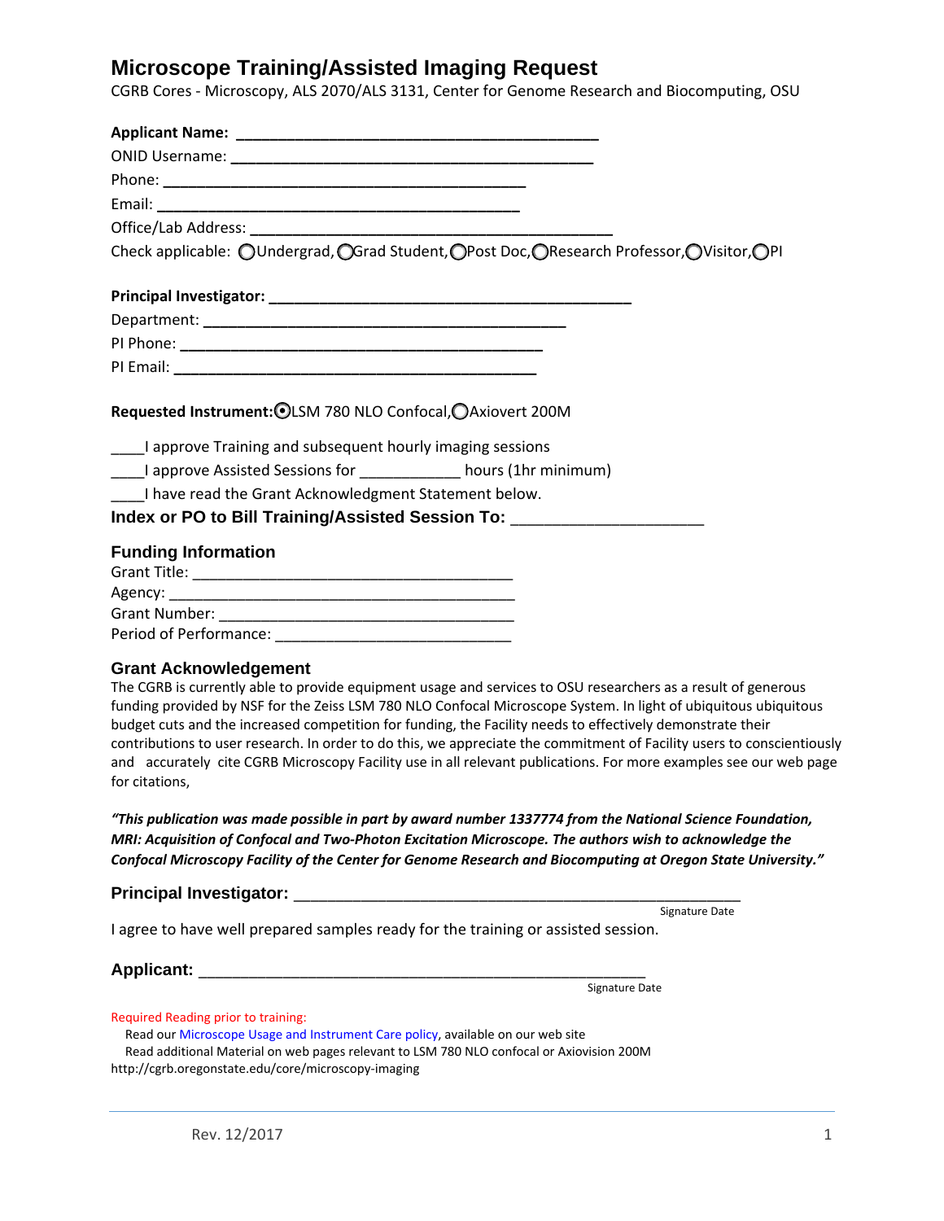# Microscope Training/Assisted Imaging Request

CGRB Cores - Microscopy, ALS 2070/ALS 3131, Center for Genome Research and Biocomputing, OSU

**Applicant Name:** ___________________________________________

ONID Username: ___________________________________________

Phone: ___________________________________________

Email: ___________________________________________

Office/Lab Address: ___________________________________________

Check applicable: ◯Undergrad, ◯Grad Student, ◯Post Doc, ◯Research Professor, ◯Visitor, ◯PI

**Principal Investigator:** ___________________________________________

Department: ___________________________________________

PI Phone: ___________________________________________

PI Email: ___________________________________________

**Requested Instrument:** ◉LSM 780 NLO Confocal, ◯Axiovert 200M

____I approve Training and subsequent hourly imaging sessions

____I approve Assisted Sessions for ___________ hours (1hr minimum)

____I have read the Grant Acknowledgment Statement below.

**Index or PO to Bill Training/Assisted Session To:** ______________________

## Funding Information

Grant Title: ____________________________________

Agency: ____________________________________

Grant Number: ____________________________________

Period of Performance: ____________________________

## Grant Acknowledgement

The CGRB is currently able to provide equipment usage and services to OSU researchers as a result of generous funding provided by NSF for the Zeiss LSM 780 NLO Confocal Microscope System. In light of ubiquitous ubiquitous budget cuts and the increased competition for funding, the Facility needs to effectively demonstrate their contributions to user research. In order to do this, we appreciate the commitment of Facility users to conscientiously and accurately cite CGRB Microscopy Facility use in all relevant publications. For more examples see our web page for citations,

***"This publication was made possible in part by award number 1337774 from the National Science Foundation, MRI: Acquisition of Confocal and Two-Photon Excitation Microscope. The authors wish to acknowledge the Confocal Microscopy Facility of the Center for Genome Research and Biocomputing at Oregon State University."***

**Principal Investigator:** _______________________________________________

Signature Date

I agree to have well prepared samples ready for the training or assisted session.

**Applicant:** _______________________________________________

Signature Date

Required Reading prior to training:

Read our Microscope Usage and Instrument Care policy, available on our web site

Read additional Material on web pages relevant to LSM 780 NLO confocal or Axiovision 200M

http://cgrb.oregonstate.edu/core/microscopy-imaging

Rev. 12/2017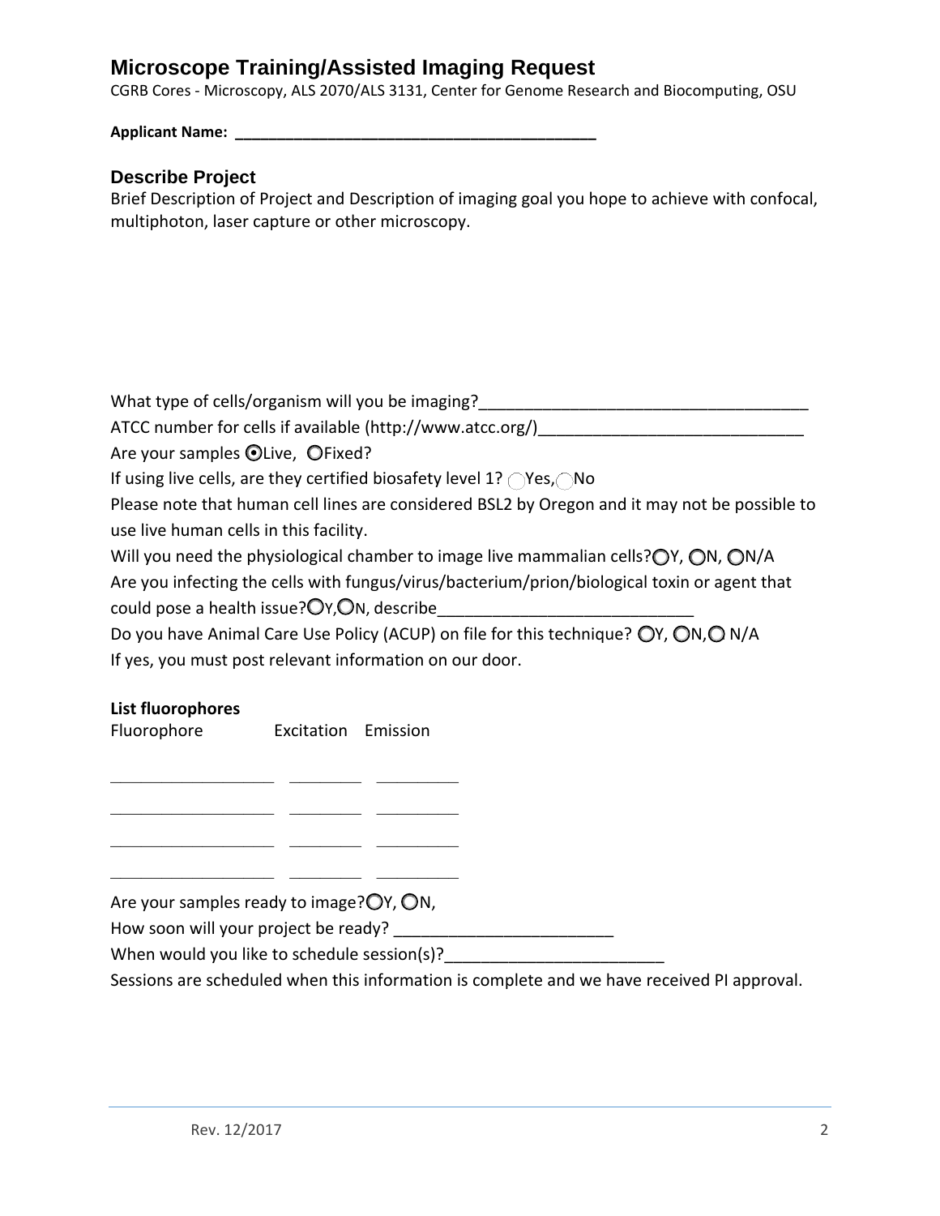# Microscope Training/Assisted Imaging Request

CGRB Cores - Microscopy, ALS 2070/ALS 3131, Center for Genome Research and Biocomputing, OSU

**Applicant Name: ___________________________________________**

## Describe Project

Brief Description of Project and Description of imaging goal you hope to achieve with confocal, multiphoton, laser capture or other microscopy.

What type of cells/organism will you be imaging?____________________________________

ATCC number for cells if available (http://www.atcc.org/)_____________________________

Are your samples ⦿Live, ○Fixed?

If using live cells, are they certified biosafety level 1? ○Yes, ○No

Please note that human cell lines are considered BSL2 by Oregon and it may not be possible to use live human cells in this facility.

Will you need the physiological chamber to image live mammalian cells? ○Y, ○N, ○N/A

Are you infecting the cells with fungus/virus/bacterium/prion/biological toxin or agent that could pose a health issue? ○Y, ○N, describe____________________________

Do you have Animal Care Use Policy (ACUP) on file for this technique? ○Y, ○N, ○ N/A

If yes, you must post relevant information on our door.

**List fluorophores**

| Fluorophore | Excitation | Emission |
|---|---|---|
| __________________ | ________ | _________ |
| __________________ | ________ | _________ |
| __________________ | ________ | _________ |
| __________________ | ________ | _________ |

Are your samples ready to image? ○Y, ○N,

How soon will your project be ready? ________________________

When would you like to schedule session(s)?________________________

Sessions are scheduled when this information is complete and we have received PI approval.

Rev. 12/2017